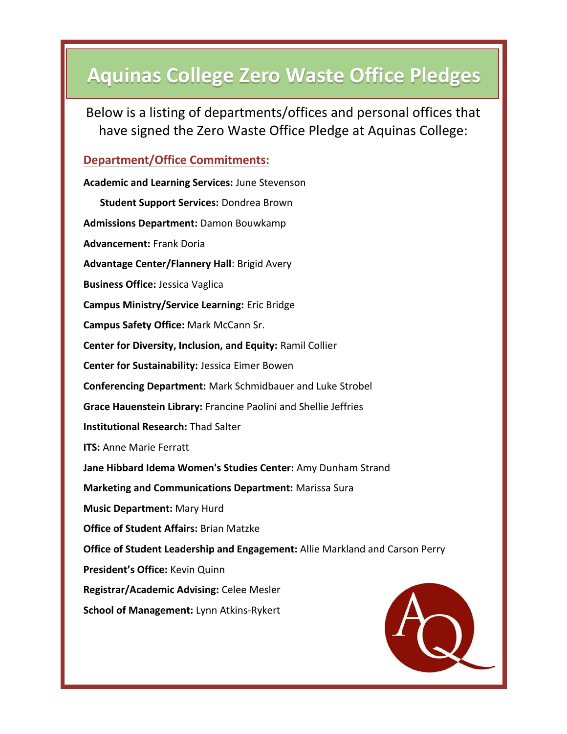# Aquinas College Zero Waste Office Pledges

Below is a listing of departments/offices and personal offices that have signed the Zero Waste Office Pledge at Aquinas College:

## Department/Office Commitments:

**Academic and Learning Services:** June Stevenson

**Student Support Services:** Dondrea Brown

**Admissions Department:** Damon Bouwkamp

**Advancement:** Frank Doria

**Advantage Center/Flannery Hall**: Brigid Avery

**Business Office:** Jessica Vaglica

**Campus Ministry/Service Learning:** Eric Bridge

**Campus Safety Office:** Mark McCann Sr.

**Center for Diversity, Inclusion, and Equity:** Ramil Collier

**Center for Sustainability:** Jessica Eimer Bowen

**Conferencing Department:** Mark Schmidbauer and Luke Strobel

**Grace Hauenstein Library:** Francine Paolini and Shellie Jeffries

**Institutional Research:** Thad Salter

**ITS:** Anne Marie Ferratt

**Jane Hibbard Idema Women's Studies Center:** Amy Dunham Strand

**Marketing and Communications Department:** Marissa Sura

**Music Department:** Mary Hurd

**Office of Student Affairs:** Brian Matzke

**Office of Student Leadership and Engagement:** Allie Markland and Carson Perry

**President's Office:** Kevin Quinn

**Registrar/Academic Advising:** Celee Mesler

**School of Management:** Lynn Atkins-Rykert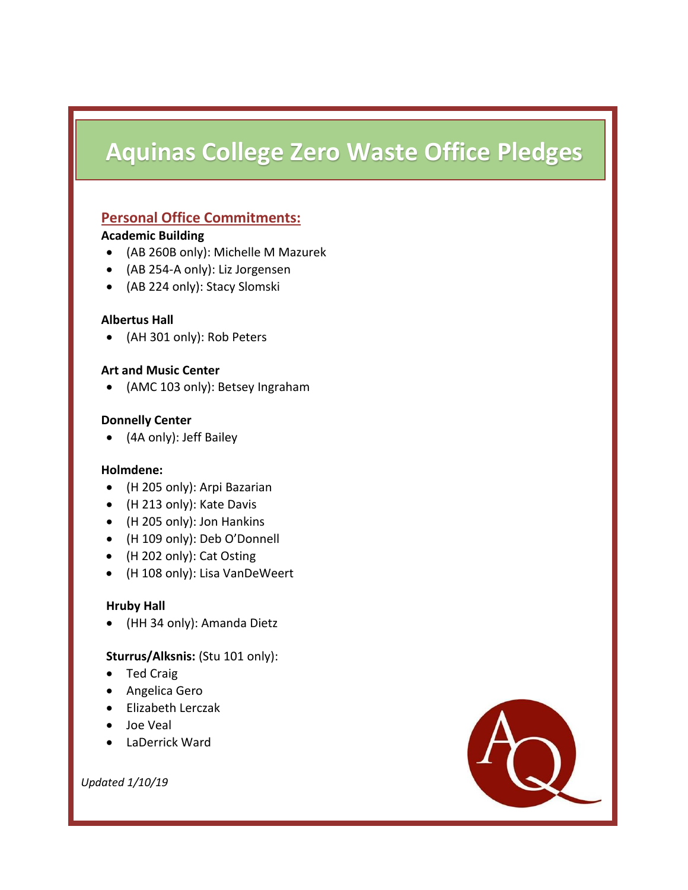# Aquinas College Zero Waste Office Pledges

## Personal Office Commitments:

**Academic Building**

- (AB 260B only): Michelle M Mazurek
- (AB 254-A only): Liz Jorgensen
- (AB 224 only): Stacy Slomski

**Albertus Hall**

- (AH 301 only): Rob Peters

**Art and Music Center**

- (AMC 103 only): Betsey Ingraham

**Donnelly Center**

- (4A only): Jeff Bailey

**Holmdene:**

- (H 205 only): Arpi Bazarian
- (H 213 only): Kate Davis
- (H 205 only): Jon Hankins
- (H 109 only): Deb O'Donnell
- (H 202 only): Cat Osting
- (H 108 only): Lisa VanDeWeert

**Hruby Hall**

- (HH 34 only): Amanda Dietz

**Sturrus/Alksnis:** (Stu 101 only):

- Ted Craig
- Angelica Gero
- Elizabeth Lerczak
- Joe Veal
- LaDerrick Ward

*Updated 1/10/19*